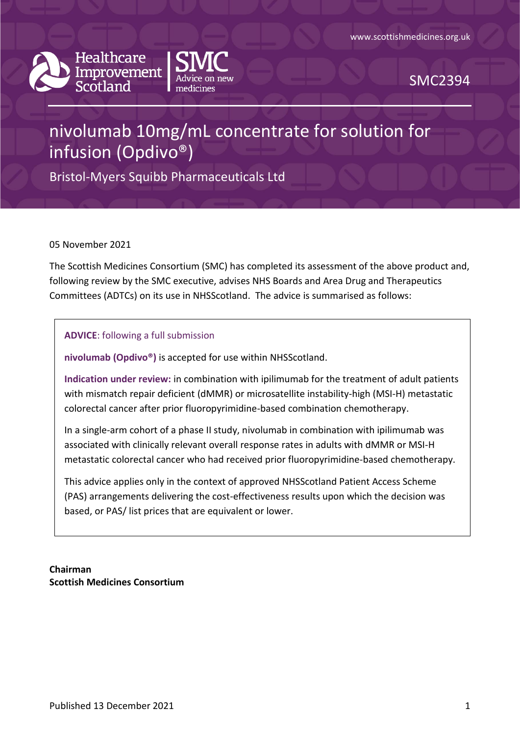www.scottishmedicines.org.uk

Healthcare Improvement Scotland | SMC Advice on new medicines

SMC2394

# nivolumab 10mg/mL concentrate for solution for infusion (Opdivo®)

Bristol-Myers Squibb Pharmaceuticals Ltd

05 November 2021

The Scottish Medicines Consortium (SMC) has completed its assessment of the above product and, following review by the SMC executive, advises NHS Boards and Area Drug and Therapeutics Committees (ADTCs) on its use in NHSScotland. The advice is summarised as follows:

> **ADVICE**: following a full submission
>
> **nivolumab (Opdivo®)** is accepted for use within NHSScotland.
>
> **Indication under review:** in combination with ipilimumab for the treatment of adult patients with mismatch repair deficient (dMMR) or microsatellite instability-high (MSI-H) metastatic colorectal cancer after prior fluoropyrimidine-based combination chemotherapy.
>
> In a single-arm cohort of a phase II study, nivolumab in combination with ipilimumab was associated with clinically relevant overall response rates in adults with dMMR or MSI-H metastatic colorectal cancer who had received prior fluoropyrimidine-based chemotherapy.
>
> This advice applies only in the context of approved NHSScotland Patient Access Scheme (PAS) arrangements delivering the cost-effectiveness results upon which the decision was based, or PAS/ list prices that are equivalent or lower.

**Chairman**
**Scottish Medicines Consortium**

Published 13 December 2021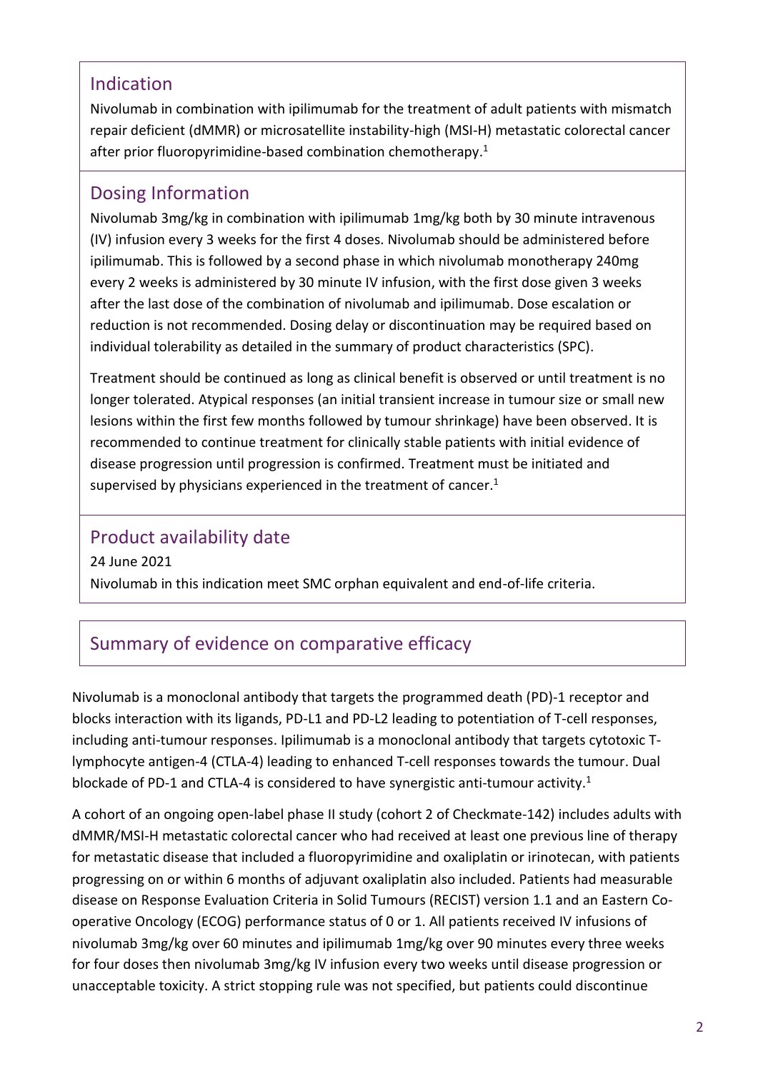## Indication

Nivolumab in combination with ipilimumab for the treatment of adult patients with mismatch repair deficient (dMMR) or microsatellite instability-high (MSI-H) metastatic colorectal cancer after prior fluoropyrimidine-based combination chemotherapy.[1]

## Dosing Information

Nivolumab 3mg/kg in combination with ipilimumab 1mg/kg both by 30 minute intravenous (IV) infusion every 3 weeks for the first 4 doses. Nivolumab should be administered before ipilimumab. This is followed by a second phase in which nivolumab monotherapy 240mg every 2 weeks is administered by 30 minute IV infusion, with the first dose given 3 weeks after the last dose of the combination of nivolumab and ipilimumab. Dose escalation or reduction is not recommended. Dosing delay or discontinuation may be required based on individual tolerability as detailed in the summary of product characteristics (SPC).

Treatment should be continued as long as clinical benefit is observed or until treatment is no longer tolerated. Atypical responses (an initial transient increase in tumour size or small new lesions within the first few months followed by tumour shrinkage) have been observed. It is recommended to continue treatment for clinically stable patients with initial evidence of disease progression until progression is confirmed. Treatment must be initiated and supervised by physicians experienced in the treatment of cancer.[1]

## Product availability date

24 June 2021

Nivolumab in this indication meet SMC orphan equivalent and end-of-life criteria.

## Summary of evidence on comparative efficacy

Nivolumab is a monoclonal antibody that targets the programmed death (PD)-1 receptor and blocks interaction with its ligands, PD-L1 and PD-L2 leading to potentiation of T-cell responses, including anti-tumour responses. Ipilimumab is a monoclonal antibody that targets cytotoxic T-lymphocyte antigen-4 (CTLA-4) leading to enhanced T-cell responses towards the tumour. Dual blockade of PD-1 and CTLA-4 is considered to have synergistic anti-tumour activity.[1]

A cohort of an ongoing open-label phase II study (cohort 2 of Checkmate-142) includes adults with dMMR/MSI-H metastatic colorectal cancer who had received at least one previous line of therapy for metastatic disease that included a fluoropyrimidine and oxaliplatin or irinotecan, with patients progressing on or within 6 months of adjuvant oxaliplatin also included. Patients had measurable disease on Response Evaluation Criteria in Solid Tumours (RECIST) version 1.1 and an Eastern Co-operative Oncology (ECOG) performance status of 0 or 1. All patients received IV infusions of nivolumab 3mg/kg over 60 minutes and ipilimumab 1mg/kg over 90 minutes every three weeks for four doses then nivolumab 3mg/kg IV infusion every two weeks until disease progression or unacceptable toxicity. A strict stopping rule was not specified, but patients could discontinue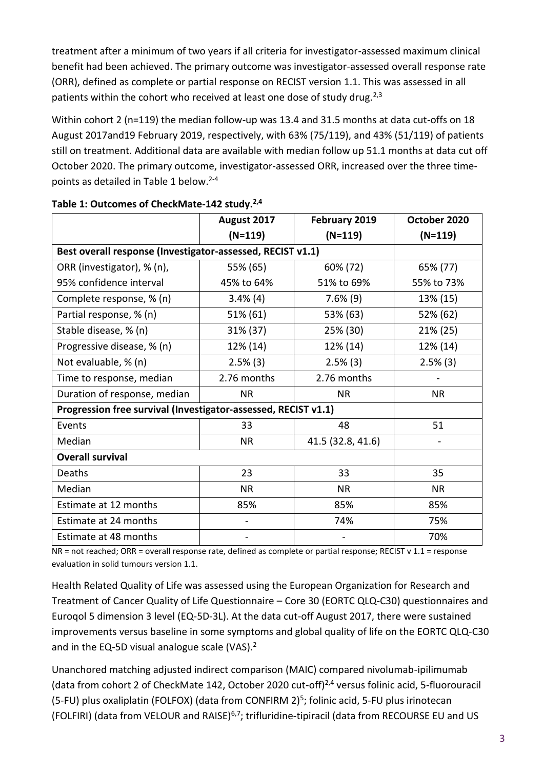treatment after a minimum of two years if all criteria for investigator-assessed maximum clinical benefit had been achieved. The primary outcome was investigator-assessed overall response rate (ORR), defined as complete or partial response on RECIST version 1.1. This was assessed in all patients within the cohort who received at least one dose of study drug.[2,3]

Within cohort 2 (n=119) the median follow-up was 13.4 and 31.5 months at data cut-offs on 18 August 2017and19 February 2019, respectively, with 63% (75/119), and 43% (51/119) of patients still on treatment. Additional data are available with median follow up 51.1 months at data cut off October 2020. The primary outcome, investigator-assessed ORR, increased over the three time-points as detailed in Table 1 below.[2-4]

**Table 1: Outcomes of CheckMate-142 study.[2,4]**

| | August 2017 (N=119) | February 2019 (N=119) | October 2020 (N=119) |
|---|---|---|---|
| **Best overall response (Investigator-assessed, RECIST v1.1)** | | | |
| ORR (investigator), % (n), 95% confidence interval | 55% (65) 45% to 64% | 60% (72) 51% to 69% | 65% (77) 55% to 73% |
| Complete response, % (n) | 3.4% (4) | 7.6% (9) | 13% (15) |
| Partial response, % (n) | 51% (61) | 53% (63) | 52% (62) |
| Stable disease, % (n) | 31% (37) | 25% (30) | 21% (25) |
| Progressive disease, % (n) | 12% (14) | 12% (14) | 12% (14) |
| Not evaluable, % (n) | 2.5% (3) | 2.5% (3) | 2.5% (3) |
| Time to response, median | 2.76 months | 2.76 months | - |
| Duration of response, median | NR | NR | NR |
| **Progression free survival (Investigator-assessed, RECIST v1.1)** | | | |
| Events | 33 | 48 | 51 |
| Median | NR | 41.5 (32.8, 41.6) | - |
| **Overall survival** | | | |
| Deaths | 23 | 33 | 35 |
| Median | NR | NR | NR |
| Estimate at 12 months | 85% | 85% | 85% |
| Estimate at 24 months | - | 74% | 75% |
| Estimate at 48 months | - | - | 70% |

NR = not reached; ORR = overall response rate, defined as complete or partial response; RECIST v 1.1 = response evaluation in solid tumours version 1.1.

Health Related Quality of Life was assessed using the European Organization for Research and Treatment of Cancer Quality of Life Questionnaire – Core 30 (EORTC QLQ-C30) questionnaires and Euroqol 5 dimension 3 level (EQ-5D-3L). At the data cut-off August 2017, there were sustained improvements versus baseline in some symptoms and global quality of life on the EORTC QLQ-C30 and in the EQ-5D visual analogue scale (VAS).[2]

Unanchored matching adjusted indirect comparison (MAIC) compared nivolumab-ipilimumab (data from cohort 2 of CheckMate 142, October 2020 cut-off)[2,4] versus folinic acid, 5-fluorouracil (5-FU) plus oxaliplatin (FOLFOX) (data from CONFIRM 2)[5]; folinic acid, 5-FU plus irinotecan (FOLFIRI) (data from VELOUR and RAISE)[6,7]; trifluridine-tipiracil (data from RECOURSE EU and US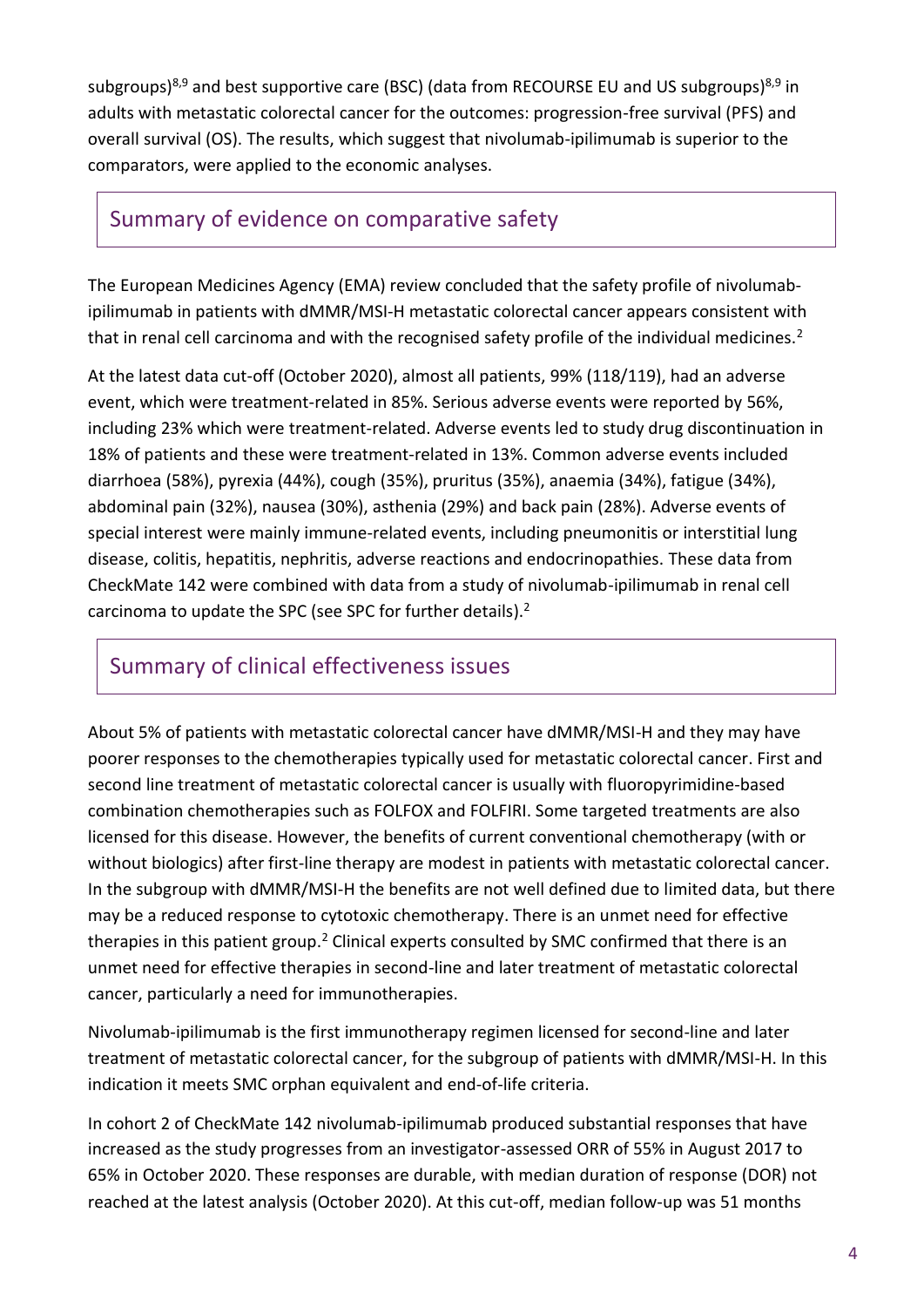subgroups)[8,9] and best supportive care (BSC) (data from RECOURSE EU and US subgroups)[8,9] in adults with metastatic colorectal cancer for the outcomes: progression-free survival (PFS) and overall survival (OS). The results, which suggest that nivolumab-ipilimumab is superior to the comparators, were applied to the economic analyses.

## Summary of evidence on comparative safety

The European Medicines Agency (EMA) review concluded that the safety profile of nivolumab-ipilimumab in patients with dMMR/MSI-H metastatic colorectal cancer appears consistent with that in renal cell carcinoma and with the recognised safety profile of the individual medicines.[2]

At the latest data cut-off (October 2020), almost all patients, 99% (118/119), had an adverse event, which were treatment-related in 85%. Serious adverse events were reported by 56%, including 23% which were treatment-related. Adverse events led to study drug discontinuation in 18% of patients and these were treatment-related in 13%. Common adverse events included diarrhoea (58%), pyrexia (44%), cough (35%), pruritus (35%), anaemia (34%), fatigue (34%), abdominal pain (32%), nausea (30%), asthenia (29%) and back pain (28%). Adverse events of special interest were mainly immune-related events, including pneumonitis or interstitial lung disease, colitis, hepatitis, nephritis, adverse reactions and endocrinopathies. These data from CheckMate 142 were combined with data from a study of nivolumab-ipilimumab in renal cell carcinoma to update the SPC (see SPC for further details).[2]

## Summary of clinical effectiveness issues

About 5% of patients with metastatic colorectal cancer have dMMR/MSI-H and they may have poorer responses to the chemotherapies typically used for metastatic colorectal cancer. First and second line treatment of metastatic colorectal cancer is usually with fluoropyrimidine-based combination chemotherapies such as FOLFOX and FOLFIRI. Some targeted treatments are also licensed for this disease. However, the benefits of current conventional chemotherapy (with or without biologics) after first-line therapy are modest in patients with metastatic colorectal cancer. In the subgroup with dMMR/MSI-H the benefits are not well defined due to limited data, but there may be a reduced response to cytotoxic chemotherapy. There is an unmet need for effective therapies in this patient group.[2] Clinical experts consulted by SMC confirmed that there is an unmet need for effective therapies in second-line and later treatment of metastatic colorectal cancer, particularly a need for immunotherapies.

Nivolumab-ipilimumab is the first immunotherapy regimen licensed for second-line and later treatment of metastatic colorectal cancer, for the subgroup of patients with dMMR/MSI-H. In this indication it meets SMC orphan equivalent and end-of-life criteria.

In cohort 2 of CheckMate 142 nivolumab-ipilimumab produced substantial responses that have increased as the study progresses from an investigator-assessed ORR of 55% in August 2017 to 65% in October 2020. These responses are durable, with median duration of response (DOR) not reached at the latest analysis (October 2020). At this cut-off, median follow-up was 51 months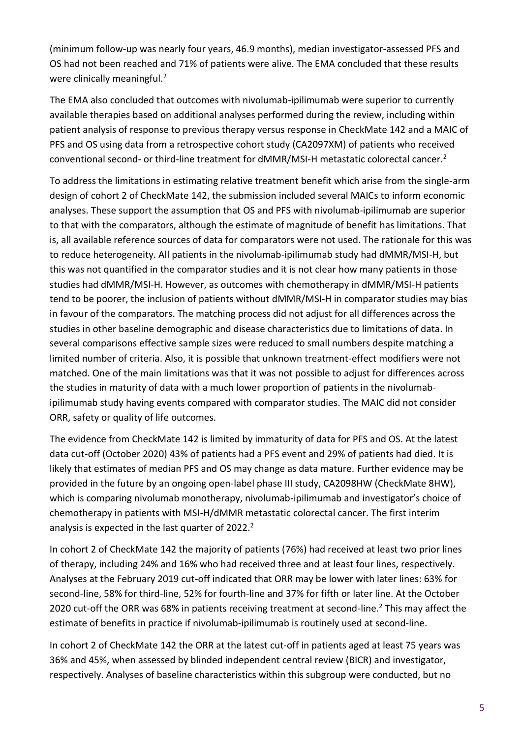(minimum follow-up was nearly four years, 46.9 months), median investigator-assessed PFS and OS had not been reached and 71% of patients were alive. The EMA concluded that these results were clinically meaningful.[2]

The EMA also concluded that outcomes with nivolumab-ipilimumab were superior to currently available therapies based on additional analyses performed during the review, including within patient analysis of response to previous therapy versus response in CheckMate 142 and a MAIC of PFS and OS using data from a retrospective cohort study (CA2097XM) of patients who received conventional second- or third-line treatment for dMMR/MSI-H metastatic colorectal cancer.[2]

To address the limitations in estimating relative treatment benefit which arise from the single-arm design of cohort 2 of CheckMate 142, the submission included several MAICs to inform economic analyses. These support the assumption that OS and PFS with nivolumab-ipilimumab are superior to that with the comparators, although the estimate of magnitude of benefit has limitations. That is, all available reference sources of data for comparators were not used. The rationale for this was to reduce heterogeneity. All patients in the nivolumab-ipilimumab study had dMMR/MSI-H, but this was not quantified in the comparator studies and it is not clear how many patients in those studies had dMMR/MSI-H. However, as outcomes with chemotherapy in dMMR/MSI-H patients tend to be poorer, the inclusion of patients without dMMR/MSI-H in comparator studies may bias in favour of the comparators. The matching process did not adjust for all differences across the studies in other baseline demographic and disease characteristics due to limitations of data. In several comparisons effective sample sizes were reduced to small numbers despite matching a limited number of criteria. Also, it is possible that unknown treatment-effect modifiers were not matched. One of the main limitations was that it was not possible to adjust for differences across the studies in maturity of data with a much lower proportion of patients in the nivolumab-ipilimumab study having events compared with comparator studies. The MAIC did not consider ORR, safety or quality of life outcomes.

The evidence from CheckMate 142 is limited by immaturity of data for PFS and OS. At the latest data cut-off (October 2020) 43% of patients had a PFS event and 29% of patients had died. It is likely that estimates of median PFS and OS may change as data mature. Further evidence may be provided in the future by an ongoing open-label phase III study, CA2098HW (CheckMate 8HW), which is comparing nivolumab monotherapy, nivolumab-ipilimumab and investigator's choice of chemotherapy in patients with MSI-H/dMMR metastatic colorectal cancer. The first interim analysis is expected in the last quarter of 2022.[2]

In cohort 2 of CheckMate 142 the majority of patients (76%) had received at least two prior lines of therapy, including 24% and 16% who had received three and at least four lines, respectively. Analyses at the February 2019 cut-off indicated that ORR may be lower with later lines: 63% for second-line, 58% for third-line, 52% for fourth-line and 37% for fifth or later line. At the October 2020 cut-off the ORR was 68% in patients receiving treatment at second-line.[2] This may affect the estimate of benefits in practice if nivolumab-ipilimumab is routinely used at second-line.

In cohort 2 of CheckMate 142 the ORR at the latest cut-off in patients aged at least 75 years was 36% and 45%, when assessed by blinded independent central review (BICR) and investigator, respectively. Analyses of baseline characteristics within this subgroup were conducted, but no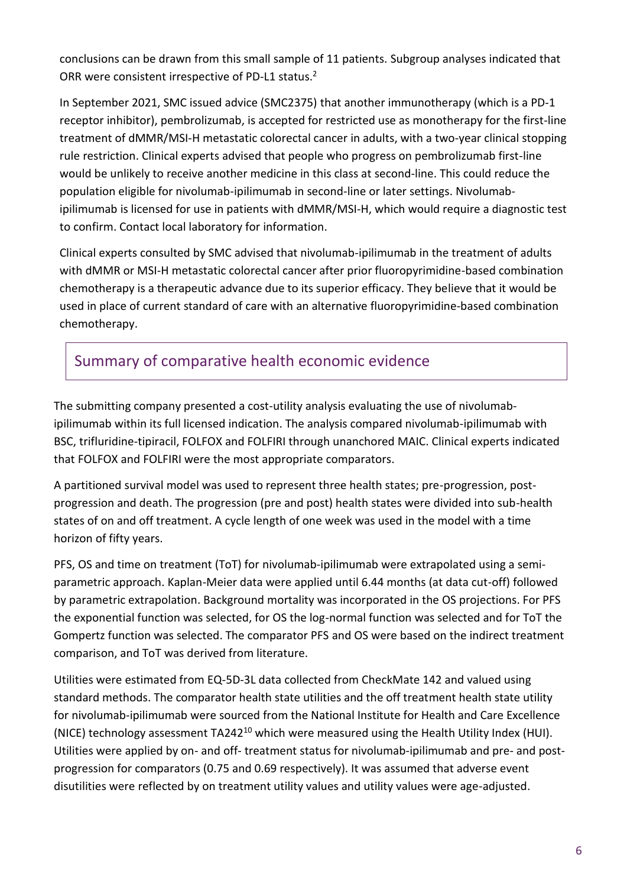conclusions can be drawn from this small sample of 11 patients. Subgroup analyses indicated that ORR were consistent irrespective of PD-L1 status.[2]

In September 2021, SMC issued advice (SMC2375) that another immunotherapy (which is a PD-1 receptor inhibitor), pembrolizumab, is accepted for restricted use as monotherapy for the first-line treatment of dMMR/MSI-H metastatic colorectal cancer in adults, with a two-year clinical stopping rule restriction. Clinical experts advised that people who progress on pembrolizumab first-line would be unlikely to receive another medicine in this class at second-line. This could reduce the population eligible for nivolumab-ipilimumab in second-line or later settings. Nivolumab-ipilimumab is licensed for use in patients with dMMR/MSI-H, which would require a diagnostic test to confirm. Contact local laboratory for information.

Clinical experts consulted by SMC advised that nivolumab-ipilimumab in the treatment of adults with dMMR or MSI-H metastatic colorectal cancer after prior fluoropyrimidine-based combination chemotherapy is a therapeutic advance due to its superior efficacy. They believe that it would be used in place of current standard of care with an alternative fluoropyrimidine-based combination chemotherapy.

## Summary of comparative health economic evidence

The submitting company presented a cost-utility analysis evaluating the use of nivolumab-ipilimumab within its full licensed indication. The analysis compared nivolumab-ipilimumab with BSC, trifluridine-tipiracil, FOLFOX and FOLFIRI through unanchored MAIC. Clinical experts indicated that FOLFOX and FOLFIRI were the most appropriate comparators.

A partitioned survival model was used to represent three health states; pre-progression, post-progression and death. The progression (pre and post) health states were divided into sub-health states of on and off treatment. A cycle length of one week was used in the model with a time horizon of fifty years.

PFS, OS and time on treatment (ToT) for nivolumab-ipilimumab were extrapolated using a semi-parametric approach. Kaplan-Meier data were applied until 6.44 months (at data cut-off) followed by parametric extrapolation. Background mortality was incorporated in the OS projections. For PFS the exponential function was selected, for OS the log-normal function was selected and for ToT the Gompertz function was selected. The comparator PFS and OS were based on the indirect treatment comparison, and ToT was derived from literature.

Utilities were estimated from EQ-5D-3L data collected from CheckMate 142 and valued using standard methods. The comparator health state utilities and the off treatment health state utility for nivolumab-ipilimumab were sourced from the National Institute for Health and Care Excellence (NICE) technology assessment TA242[10] which were measured using the Health Utility Index (HUI). Utilities were applied by on- and off- treatment status for nivolumab-ipilimumab and pre- and post-progression for comparators (0.75 and 0.69 respectively). It was assumed that adverse event disutilities were reflected by on treatment utility values and utility values were age-adjusted.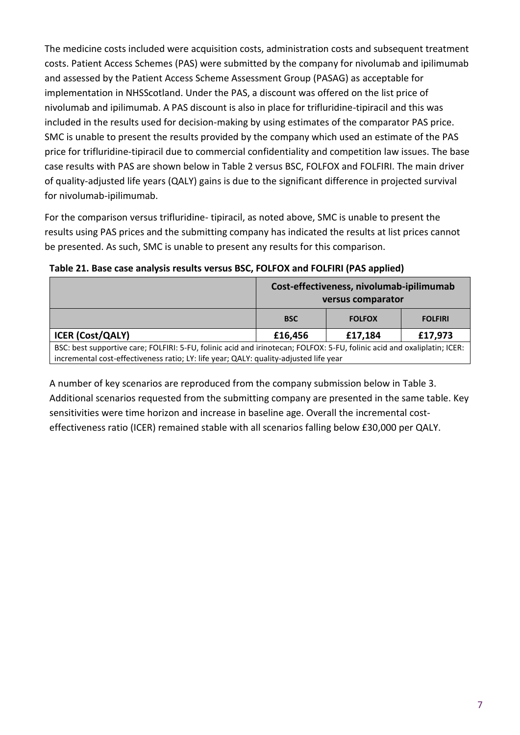The medicine costs included were acquisition costs, administration costs and subsequent treatment costs. Patient Access Schemes (PAS) were submitted by the company for nivolumab and ipilimumab and assessed by the Patient Access Scheme Assessment Group (PASAG) as acceptable for implementation in NHSScotland. Under the PAS, a discount was offered on the list price of nivolumab and ipilimumab. A PAS discount is also in place for trifluridine-tipiracil and this was included in the results used for decision-making by using estimates of the comparator PAS price. SMC is unable to present the results provided by the company which used an estimate of the PAS price for trifluridine-tipiracil due to commercial confidentiality and competition law issues. The base case results with PAS are shown below in Table 2 versus BSC, FOLFOX and FOLFIRI. The main driver of quality-adjusted life years (QALY) gains is due to the significant difference in projected survival for nivolumab-ipilimumab.

For the comparison versus trifluridine- tipiracil, as noted above, SMC is unable to present the results using PAS prices and the submitting company has indicated the results at list prices cannot be presented. As such, SMC is unable to present any results for this comparison.

**Table 21. Base case analysis results versus BSC, FOLFOX and FOLFIRI (PAS applied)**

| | Cost-effectiveness, nivolumab-ipilimumab versus comparator | | |
|---|---|---|---|
| | **BSC** | **FOLFOX** | **FOLFIRI** |
| **ICER (Cost/QALY)** | **£16,456** | **£17,184** | **£17,973** |

BSC: best supportive care; FOLFIRI: 5-FU, folinic acid and irinotecan; FOLFOX: 5-FU, folinic acid and oxaliplatin; ICER: incremental cost-effectiveness ratio; LY: life year; QALY: quality-adjusted life year

A number of key scenarios are reproduced from the company submission below in Table 3. Additional scenarios requested from the submitting company are presented in the same table. Key sensitivities were time horizon and increase in baseline age. Overall the incremental cost-effectiveness ratio (ICER) remained stable with all scenarios falling below £30,000 per QALY.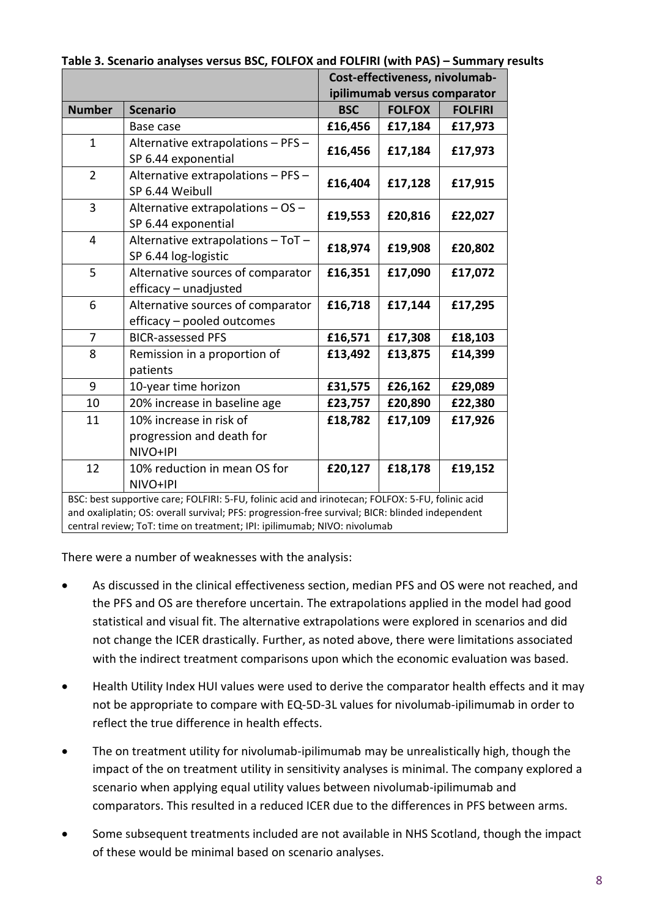**Table 3. Scenario analyses versus BSC, FOLFOX and FOLFIRI (with PAS) – Summary results**

| | | Cost-effectiveness, nivolumab-ipilimumab versus comparator | | |
|---|---|---|---|---|
| **Number** | **Scenario** | **BSC** | **FOLFOX** | **FOLFIRI** |
| | Base case | **£16,456** | **£17,184** | **£17,973** |
| 1 | Alternative extrapolations – PFS – SP 6.44 exponential | **£16,456** | **£17,184** | **£17,973** |
| 2 | Alternative extrapolations – PFS – SP 6.44 Weibull | **£16,404** | **£17,128** | **£17,915** |
| 3 | Alternative extrapolations – OS – SP 6.44 exponential | **£19,553** | **£20,816** | **£22,027** |
| 4 | Alternative extrapolations – ToT – SP 6.44 log-logistic | **£18,974** | **£19,908** | **£20,802** |
| 5 | Alternative sources of comparator efficacy – unadjusted | **£16,351** | **£17,090** | **£17,072** |
| 6 | Alternative sources of comparator efficacy – pooled outcomes | **£16,718** | **£17,144** | **£17,295** |
| 7 | BICR-assessed PFS | **£16,571** | **£17,308** | **£18,103** |
| 8 | Remission in a proportion of patients | **£13,492** | **£13,875** | **£14,399** |
| 9 | 10-year time horizon | **£31,575** | **£26,162** | **£29,089** |
| 10 | 20% increase in baseline age | **£23,757** | **£20,890** | **£22,380** |
| 11 | 10% increase in risk of progression and death for NIVO+IPI | **£18,782** | **£17,109** | **£17,926** |
| 12 | 10% reduction in mean OS for NIVO+IPI | **£20,127** | **£18,178** | **£19,152** |

BSC: best supportive care; FOLFIRI: 5-FU, folinic acid and irinotecan; FOLFOX: 5-FU, folinic acid and oxaliplatin; OS: overall survival; PFS: progression-free survival; BICR: blinded independent central review; ToT: time on treatment; IPI: ipilimumab; NIVO: nivolumab

There were a number of weaknesses with the analysis:

- As discussed in the clinical effectiveness section, median PFS and OS were not reached, and the PFS and OS are therefore uncertain. The extrapolations applied in the model had good statistical and visual fit. The alternative extrapolations were explored in scenarios and did not change the ICER drastically. Further, as noted above, there were limitations associated with the indirect treatment comparisons upon which the economic evaluation was based.
- Health Utility Index HUI values were used to derive the comparator health effects and it may not be appropriate to compare with EQ-5D-3L values for nivolumab-ipilimumab in order to reflect the true difference in health effects.
- The on treatment utility for nivolumab-ipilimumab may be unrealistically high, though the impact of the on treatment utility in sensitivity analyses is minimal. The company explored a scenario when applying equal utility values between nivolumab-ipilimumab and comparators. This resulted in a reduced ICER due to the differences in PFS between arms.
- Some subsequent treatments included are not available in NHS Scotland, though the impact of these would be minimal based on scenario analyses.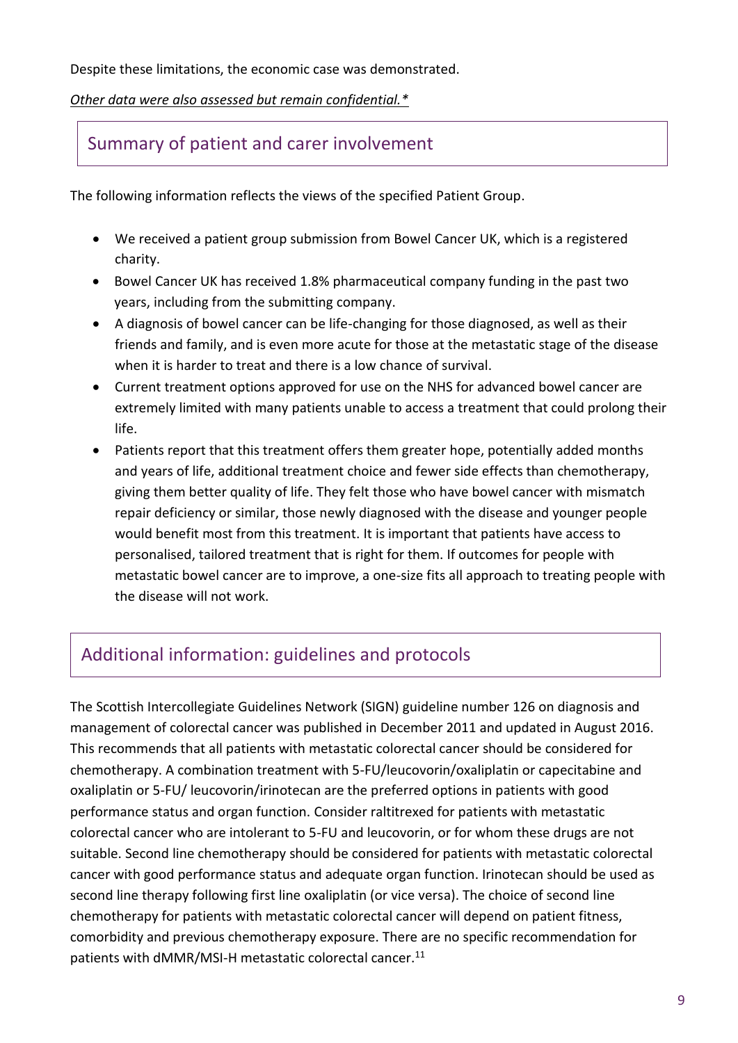Despite these limitations, the economic case was demonstrated.

*Other data were also assessed but remain confidential.**

## Summary of patient and carer involvement

The following information reflects the views of the specified Patient Group.

- We received a patient group submission from Bowel Cancer UK, which is a registered charity.
- Bowel Cancer UK has received 1.8% pharmaceutical company funding in the past two years, including from the submitting company.
- A diagnosis of bowel cancer can be life-changing for those diagnosed, as well as their friends and family, and is even more acute for those at the metastatic stage of the disease when it is harder to treat and there is a low chance of survival.
- Current treatment options approved for use on the NHS for advanced bowel cancer are extremely limited with many patients unable to access a treatment that could prolong their life.
- Patients report that this treatment offers them greater hope, potentially added months and years of life, additional treatment choice and fewer side effects than chemotherapy, giving them better quality of life. They felt those who have bowel cancer with mismatch repair deficiency or similar, those newly diagnosed with the disease and younger people would benefit most from this treatment. It is important that patients have access to personalised, tailored treatment that is right for them. If outcomes for people with metastatic bowel cancer are to improve, a one-size fits all approach to treating people with the disease will not work.

## Additional information: guidelines and protocols

The Scottish Intercollegiate Guidelines Network (SIGN) guideline number 126 on diagnosis and management of colorectal cancer was published in December 2011 and updated in August 2016. This recommends that all patients with metastatic colorectal cancer should be considered for chemotherapy. A combination treatment with 5-FU/leucovorin/oxaliplatin or capecitabine and oxaliplatin or 5-FU/ leucovorin/irinotecan are the preferred options in patients with good performance status and organ function. Consider raltitrexed for patients with metastatic colorectal cancer who are intolerant to 5-FU and leucovorin, or for whom these drugs are not suitable. Second line chemotherapy should be considered for patients with metastatic colorectal cancer with good performance status and adequate organ function. Irinotecan should be used as second line therapy following first line oxaliplatin (or vice versa). The choice of second line chemotherapy for patients with metastatic colorectal cancer will depend on patient fitness, comorbidity and previous chemotherapy exposure. There are no specific recommendation for patients with dMMR/MSI-H metastatic colorectal cancer.[11]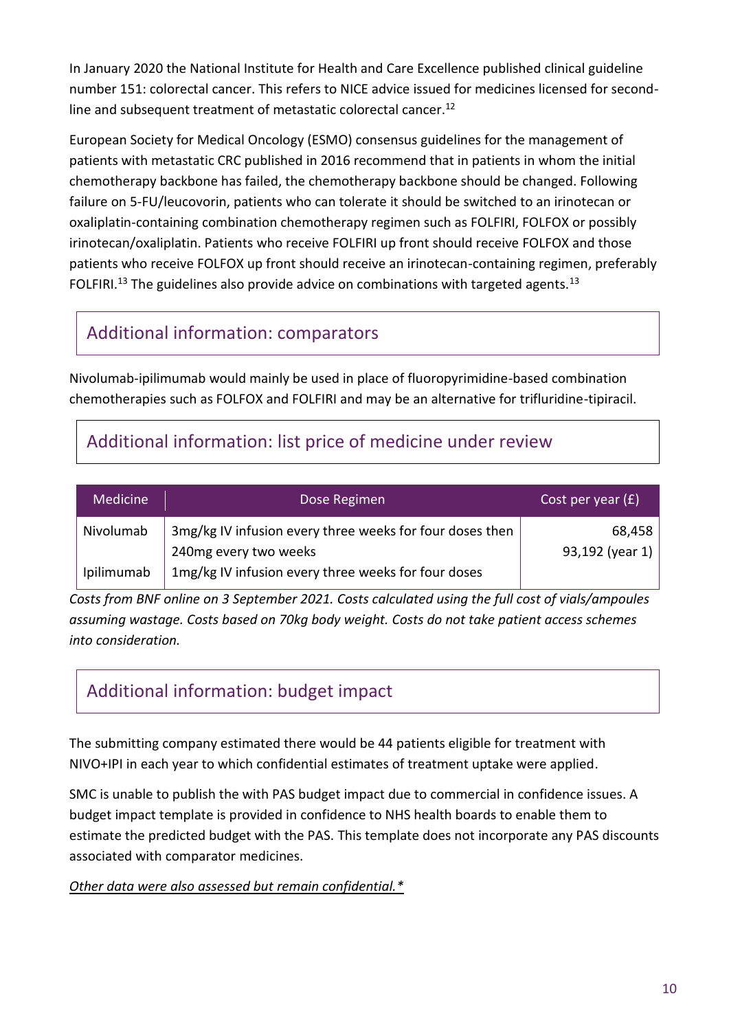In January 2020 the National Institute for Health and Care Excellence published clinical guideline number 151: colorectal cancer. This refers to NICE advice issued for medicines licensed for second-line and subsequent treatment of metastatic colorectal cancer.[12]

European Society for Medical Oncology (ESMO) consensus guidelines for the management of patients with metastatic CRC published in 2016 recommend that in patients in whom the initial chemotherapy backbone has failed, the chemotherapy backbone should be changed. Following failure on 5-FU/leucovorin, patients who can tolerate it should be switched to an irinotecan or oxaliplatin-containing combination chemotherapy regimen such as FOLFIRI, FOLFOX or possibly irinotecan/oxaliplatin. Patients who receive FOLFIRI up front should receive FOLFOX and those patients who receive FOLFOX up front should receive an irinotecan-containing regimen, preferably FOLFIRI.[13] The guidelines also provide advice on combinations with targeted agents.[13]

## Additional information: comparators

Nivolumab-ipilimumab would mainly be used in place of fluoropyrimidine-based combination chemotherapies such as FOLFOX and FOLFIRI and may be an alternative for trifluridine-tipiracil.

## Additional information: list price of medicine under review

| Medicine | Dose Regimen | Cost per year (£) |
|---|---|---|
| Nivolumab | 3mg/kg IV infusion every three weeks for four doses then 240mg every two weeks | 68,458<br>93,192 (year 1) |
| Ipilimumab | 1mg/kg IV infusion every three weeks for four doses | |

*Costs from BNF online on 3 September 2021. Costs calculated using the full cost of vials/ampoules assuming wastage. Costs based on 70kg body weight. Costs do not take patient access schemes into consideration.*

## Additional information: budget impact

The submitting company estimated there would be 44 patients eligible for treatment with NIVO+IPI in each year to which confidential estimates of treatment uptake were applied.

SMC is unable to publish the with PAS budget impact due to commercial in confidence issues. A budget impact template is provided in confidence to NHS health boards to enable them to estimate the predicted budget with the PAS. This template does not incorporate any PAS discounts associated with comparator medicines.

*Other data were also assessed but remain confidential.**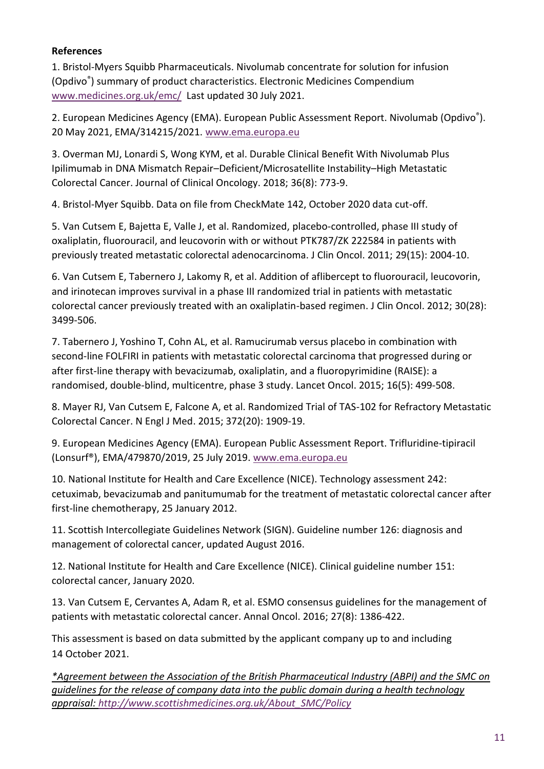**References**

1. Bristol-Myers Squibb Pharmaceuticals. Nivolumab concentrate for solution for infusion (Opdivo®) summary of product characteristics. Electronic Medicines Compendium www.medicines.org.uk/emc/ Last updated 30 July 2021.

2. European Medicines Agency (EMA). European Public Assessment Report. Nivolumab (Opdivo®). 20 May 2021, EMA/314215/2021. www.ema.europa.eu

3. Overman MJ, Lonardi S, Wong KYM, et al. Durable Clinical Benefit With Nivolumab Plus Ipilimumab in DNA Mismatch Repair–Deficient/Microsatellite Instability–High Metastatic Colorectal Cancer. Journal of Clinical Oncology. 2018; 36(8): 773-9.

4. Bristol-Myer Squibb. Data on file from CheckMate 142, October 2020 data cut-off.

5. Van Cutsem E, Bajetta E, Valle J, et al. Randomized, placebo-controlled, phase III study of oxaliplatin, fluorouracil, and leucovorin with or without PTK787/ZK 222584 in patients with previously treated metastatic colorectal adenocarcinoma. J Clin Oncol. 2011; 29(15): 2004-10.

6. Van Cutsem E, Tabernero J, Lakomy R, et al. Addition of aflibercept to fluorouracil, leucovorin, and irinotecan improves survival in a phase III randomized trial in patients with metastatic colorectal cancer previously treated with an oxaliplatin-based regimen. J Clin Oncol. 2012; 30(28): 3499-506.

7. Tabernero J, Yoshino T, Cohn AL, et al. Ramucirumab versus placebo in combination with second-line FOLFIRI in patients with metastatic colorectal carcinoma that progressed during or after first-line therapy with bevacizumab, oxaliplatin, and a fluoropyrimidine (RAISE): a randomised, double-blind, multicentre, phase 3 study. Lancet Oncol. 2015; 16(5): 499-508.

8. Mayer RJ, Van Cutsem E, Falcone A, et al. Randomized Trial of TAS-102 for Refractory Metastatic Colorectal Cancer. N Engl J Med. 2015; 372(20): 1909-19.

9. European Medicines Agency (EMA). European Public Assessment Report. Trifluridine-tipiracil (Lonsurf®), EMA/479870/2019, 25 July 2019. www.ema.europa.eu

10. National Institute for Health and Care Excellence (NICE). Technology assessment 242: cetuximab, bevacizumab and panitumumab for the treatment of metastatic colorectal cancer after first-line chemotherapy, 25 January 2012.

11. Scottish Intercollegiate Guidelines Network (SIGN). Guideline number 126: diagnosis and management of colorectal cancer, updated August 2016.

12. National Institute for Health and Care Excellence (NICE). Clinical guideline number 151: colorectal cancer, January 2020.

13. Van Cutsem E, Cervantes A, Adam R, et al. ESMO consensus guidelines for the management of patients with metastatic colorectal cancer. Annal Oncol. 2016; 27(8): 1386-422.

This assessment is based on data submitted by the applicant company up to and including 14 October 2021.

*\*Agreement between the Association of the British Pharmaceutical Industry (ABPI) and the SMC on guidelines for the release of company data into the public domain during a health technology appraisal: http://www.scottishmedicines.org.uk/About_SMC/Policy*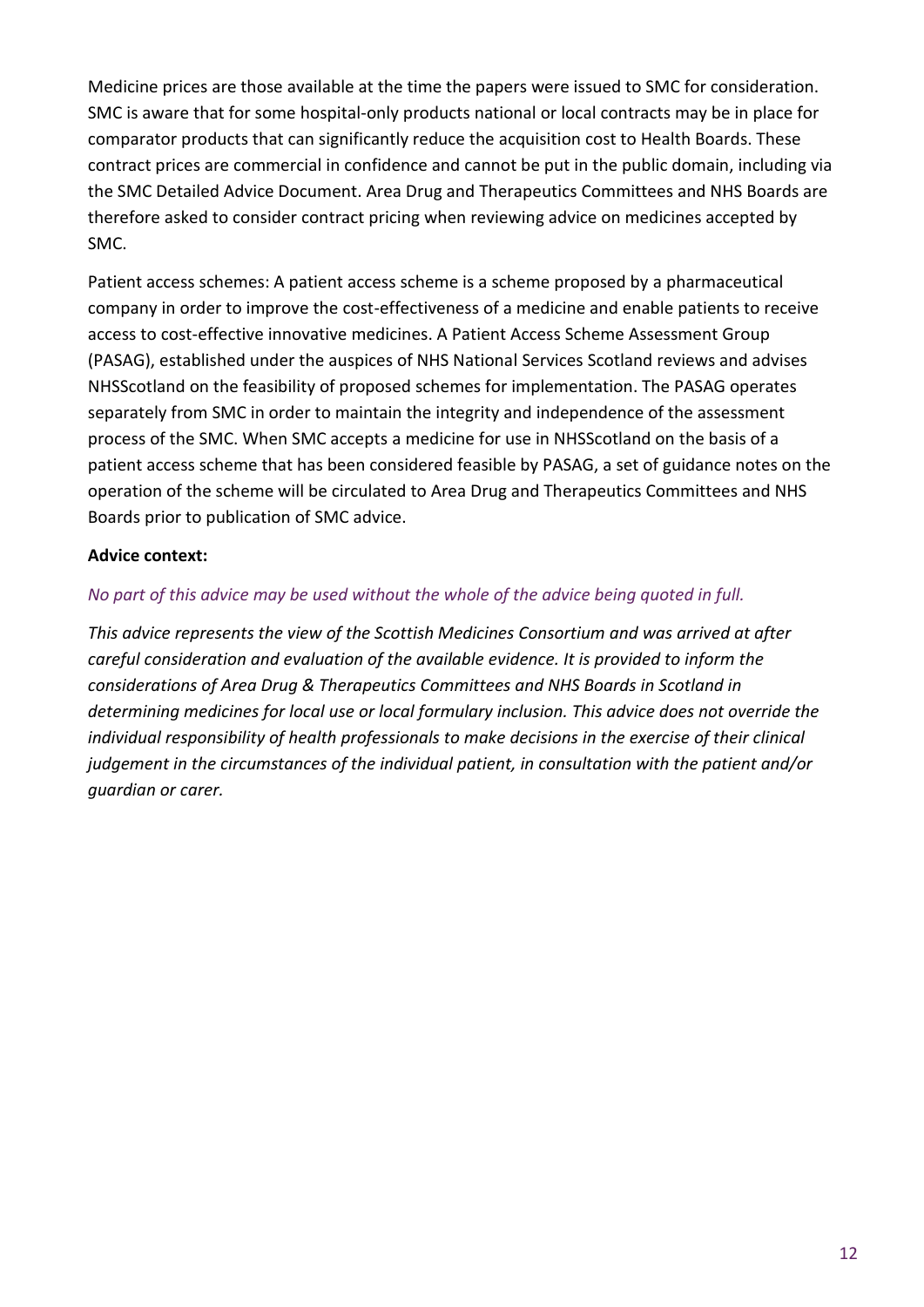Medicine prices are those available at the time the papers were issued to SMC for consideration. SMC is aware that for some hospital-only products national or local contracts may be in place for comparator products that can significantly reduce the acquisition cost to Health Boards. These contract prices are commercial in confidence and cannot be put in the public domain, including via the SMC Detailed Advice Document. Area Drug and Therapeutics Committees and NHS Boards are therefore asked to consider contract pricing when reviewing advice on medicines accepted by SMC.

Patient access schemes: A patient access scheme is a scheme proposed by a pharmaceutical company in order to improve the cost-effectiveness of a medicine and enable patients to receive access to cost-effective innovative medicines. A Patient Access Scheme Assessment Group (PASAG), established under the auspices of NHS National Services Scotland reviews and advises NHSScotland on the feasibility of proposed schemes for implementation. The PASAG operates separately from SMC in order to maintain the integrity and independence of the assessment process of the SMC. When SMC accepts a medicine for use in NHSScotland on the basis of a patient access scheme that has been considered feasible by PASAG, a set of guidance notes on the operation of the scheme will be circulated to Area Drug and Therapeutics Committees and NHS Boards prior to publication of SMC advice.

**Advice context:**

*No part of this advice may be used without the whole of the advice being quoted in full.*

*This advice represents the view of the Scottish Medicines Consortium and was arrived at after careful consideration and evaluation of the available evidence. It is provided to inform the considerations of Area Drug & Therapeutics Committees and NHS Boards in Scotland in determining medicines for local use or local formulary inclusion. This advice does not override the individual responsibility of health professionals to make decisions in the exercise of their clinical judgement in the circumstances of the individual patient, in consultation with the patient and/or guardian or carer.*